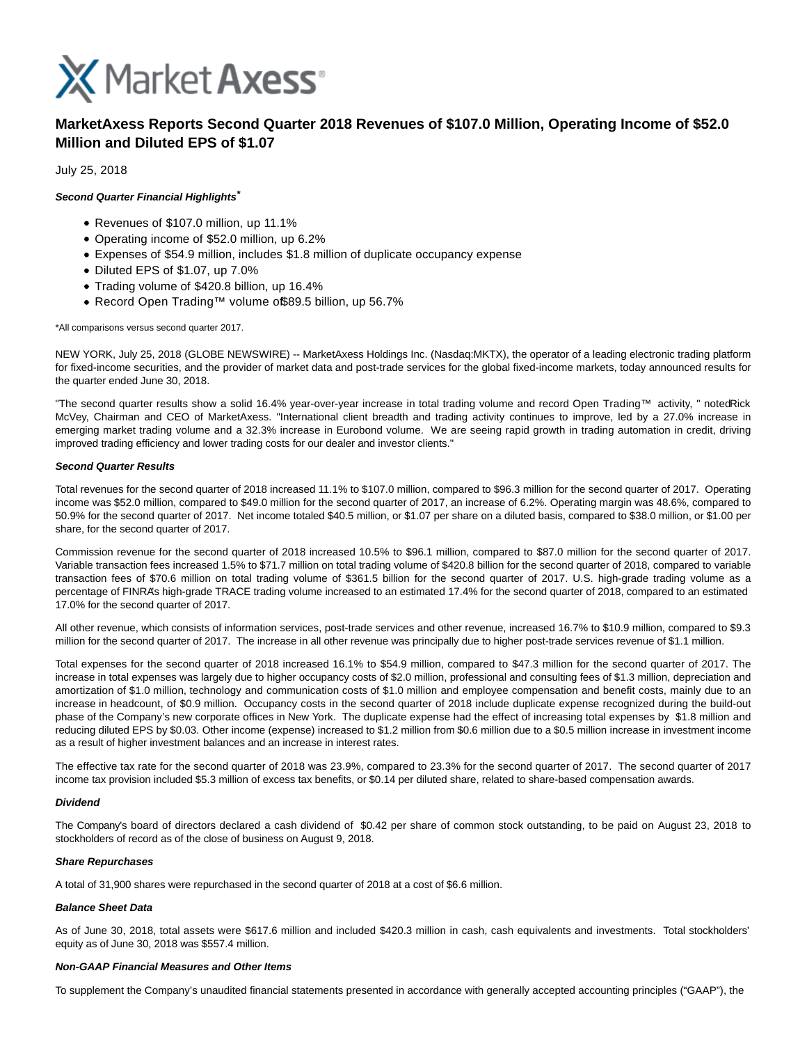MarketAxess

# MarketAxess Reports Second Quarter 2018 Revenues of $107.0 Million, Operating Income of $52.0 Million and Diluted EPS of $1.07

July 25, 2018

***Second Quarter Financial Highlights*** *

- Revenues of $107.0 million, up 11.1%
- Operating income of $52.0 million, up 6.2%
- Expenses of $54.9 million, includes $1.8 million of duplicate occupancy expense
- Diluted EPS of $1.07, up 7.0%
- Trading volume of $420.8 billion, up 16.4%
- Record Open Trading™ volume of $89.5 billion, up 56.7%

*All comparisons versus second quarter 2017.

NEW YORK, July 25, 2018 (GLOBE NEWSWIRE) -- MarketAxess Holdings Inc. (Nasdaq:MKTX), the operator of a leading electronic trading platform for fixed-income securities, and the provider of market data and post-trade services for the global fixed-income markets, today announced results for the quarter ended June 30, 2018.

"The second quarter results show a solid 16.4% year-over-year increase in total trading volume and record Open Trading™ activity," noted Rick McVey, Chairman and CEO of MarketAxess. "International client breadth and trading activity continues to improve, led by a 27.0% increase in emerging market trading volume and a 32.3% increase in Eurobond volume. We are seeing rapid growth in trading automation in credit, driving improved trading efficiency and lower trading costs for our dealer and investor clients."

***Second Quarter Results***

Total revenues for the second quarter of 2018 increased 11.1% to $107.0 million, compared to $96.3 million for the second quarter of 2017. Operating income was $52.0 million, compared to $49.0 million for the second quarter of 2017, an increase of 6.2%. Operating margin was 48.6%, compared to 50.9% for the second quarter of 2017. Net income totaled $40.5 million, or $1.07 per share on a diluted basis, compared to $38.0 million, or $1.00 per share, for the second quarter of 2017.

Commission revenue for the second quarter of 2018 increased 10.5% to $96.1 million, compared to $87.0 million for the second quarter of 2017. Variable transaction fees increased 1.5% to $71.7 million on total trading volume of $420.8 billion for the second quarter of 2018, compared to variable transaction fees of $70.6 million on total trading volume of $361.5 billion for the second quarter of 2017. U.S. high-grade trading volume as a percentage of FINRA's high-grade TRACE trading volume increased to an estimated 17.4% for the second quarter of 2018, compared to an estimated 17.0% for the second quarter of 2017.

All other revenue, which consists of information services, post-trade services and other revenue, increased 16.7% to $10.9 million, compared to $9.3 million for the second quarter of 2017. The increase in all other revenue was principally due to higher post-trade services revenue of $1.1 million.

Total expenses for the second quarter of 2018 increased 16.1% to $54.9 million, compared to $47.3 million for the second quarter of 2017. The increase in total expenses was largely due to higher occupancy costs of $2.0 million, professional and consulting fees of $1.3 million, depreciation and amortization of $1.0 million, technology and communication costs of $1.0 million and employee compensation and benefit costs, mainly due to an increase in headcount, of $0.9 million. Occupancy costs in the second quarter of 2018 include duplicate expense recognized during the build-out phase of the Company's new corporate offices in New York. The duplicate expense had the effect of increasing total expenses by $1.8 million and reducing diluted EPS by $0.03. Other income (expense) increased to $1.2 million from $0.6 million due to a $0.5 million increase in investment income as a result of higher investment balances and an increase in interest rates.

The effective tax rate for the second quarter of 2018 was 23.9%, compared to 23.3% for the second quarter of 2017. The second quarter of 2017 income tax provision included $5.3 million of excess tax benefits, or $0.14 per diluted share, related to share-based compensation awards.

***Dividend***

The Company's board of directors declared a cash dividend of $0.42 per share of common stock outstanding, to be paid on August 23, 2018 to stockholders of record as of the close of business on August 9, 2018.

***Share Repurchases***

A total of 31,900 shares were repurchased in the second quarter of 2018 at a cost of $6.6 million.

***Balance Sheet Data***

As of June 30, 2018, total assets were $617.6 million and included $420.3 million in cash, cash equivalents and investments. Total stockholders' equity as of June 30, 2018 was $557.4 million.

***Non-GAAP Financial Measures and Other Items***

To supplement the Company's unaudited financial statements presented in accordance with generally accepted accounting principles ("GAAP"), the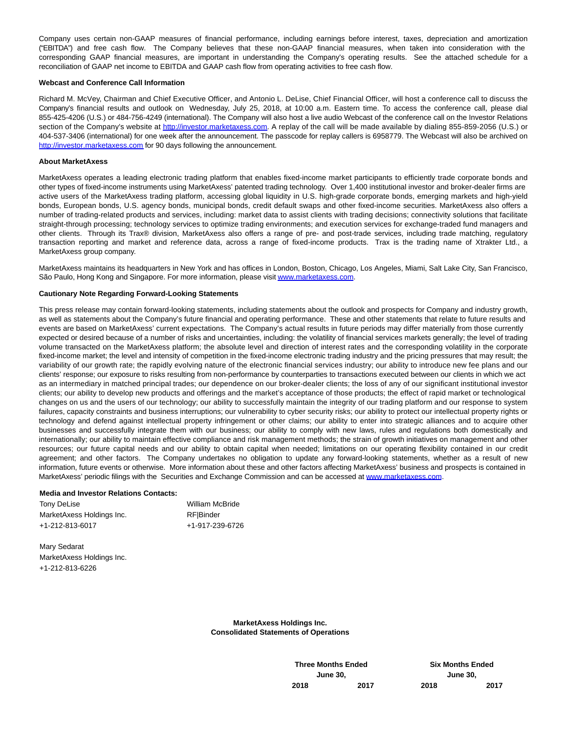Company uses certain non-GAAP measures of financial performance, including earnings before interest, taxes, depreciation and amortization ("EBITDA") and free cash flow. The Company believes that these non-GAAP financial measures, when taken into consideration with the corresponding GAAP financial measures, are important in understanding the Company's operating results. See the attached schedule for a reconciliation of GAAP net income to EBITDA and GAAP cash flow from operating activities to free cash flow.

**Webcast and Conference Call Information**

Richard M. McVey, Chairman and Chief Executive Officer, and Antonio L. DeLise, Chief Financial Officer, will host a conference call to discuss the Company's financial results and outlook on Wednesday, July 25, 2018, at 10:00 a.m. Eastern time. To access the conference call, please dial 855-425-4206 (U.S.) or 484-756-4249 (international). The Company will also host a live audio Webcast of the conference call on the Investor Relations section of the Company's website at http://investor.marketaxess.com. A replay of the call will be made available by dialing 855-859-2056 (U.S.) or 404-537-3406 (international) for one week after the announcement. The passcode for replay callers is 6958779. The Webcast will also be archived on http://investor.marketaxess.com for 90 days following the announcement.

**About MarketAxess**

MarketAxess operates a leading electronic trading platform that enables fixed-income market participants to efficiently trade corporate bonds and other types of fixed-income instruments using MarketAxess' patented trading technology. Over 1,400 institutional investor and broker-dealer firms are active users of the MarketAxess trading platform, accessing global liquidity in U.S. high-grade corporate bonds, emerging markets and high-yield bonds, European bonds, U.S. agency bonds, municipal bonds, credit default swaps and other fixed-income securities. MarketAxess also offers a number of trading-related products and services, including: market data to assist clients with trading decisions; connectivity solutions that facilitate straight-through processing; technology services to optimize trading environments; and execution services for exchange-traded fund managers and other clients. Through its Trax® division, MarketAxess also offers a range of pre- and post-trade services, including trade matching, regulatory transaction reporting and market and reference data, across a range of fixed-income products. Trax is the trading name of Xtrakter Ltd., a MarketAxess group company.

MarketAxess maintains its headquarters in New York and has offices in London, Boston, Chicago, Los Angeles, Miami, Salt Lake City, San Francisco, São Paulo, Hong Kong and Singapore. For more information, please visit www.marketaxess.com.

**Cautionary Note Regarding Forward-Looking Statements**

This press release may contain forward-looking statements, including statements about the outlook and prospects for Company and industry growth, as well as statements about the Company's future financial and operating performance. These and other statements that relate to future results and events are based on MarketAxess' current expectations. The Company's actual results in future periods may differ materially from those currently expected or desired because of a number of risks and uncertainties, including: the volatility of financial services markets generally; the level of trading volume transacted on the MarketAxess platform; the absolute level and direction of interest rates and the corresponding volatility in the corporate fixed-income market; the level and intensity of competition in the fixed-income electronic trading industry and the pricing pressures that may result; the variability of our growth rate; the rapidly evolving nature of the electronic financial services industry; our ability to introduce new fee plans and our clients' response; our exposure to risks resulting from non-performance by counterparties to transactions executed between our clients in which we act as an intermediary in matched principal trades; our dependence on our broker-dealer clients; the loss of any of our significant institutional investor clients; our ability to develop new products and offerings and the market's acceptance of those products; the effect of rapid market or technological changes on us and the users of our technology; our ability to successfully maintain the integrity of our trading platform and our response to system failures, capacity constraints and business interruptions; our vulnerability to cyber security risks; our ability to protect our intellectual property rights or technology and defend against intellectual property infringement or other claims; our ability to enter into strategic alliances and to acquire other businesses and successfully integrate them with our business; our ability to comply with new laws, rules and regulations both domestically and internationally; our ability to maintain effective compliance and risk management methods; the strain of growth initiatives on management and other resources; our future capital needs and our ability to obtain capital when needed; limitations on our operating flexibility contained in our credit agreement; and other factors. The Company undertakes no obligation to update any forward-looking statements, whether as a result of new information, future events or otherwise. More information about these and other factors affecting MarketAxess' business and prospects is contained in MarketAxess' periodic filings with the Securities and Exchange Commission and can be accessed at www.marketaxess.com.

**Media and Investor Relations Contacts:**

| | |
|---|---|
| Tony DeLise | William McBride |
| MarketAxess Holdings Inc. | RF\|Binder |
| +1-212-813-6017 | +1-917-239-6726 |

Mary Sedarat
MarketAxess Holdings Inc.
+1-212-813-6226

**MarketAxess Holdings Inc.**
**Consolidated Statements of Operations**

| | Three Months Ended June 30, | | Six Months Ended June 30, | |
|---|---|---|---|---|
| | 2018 | 2017 | 2018 | 2017 |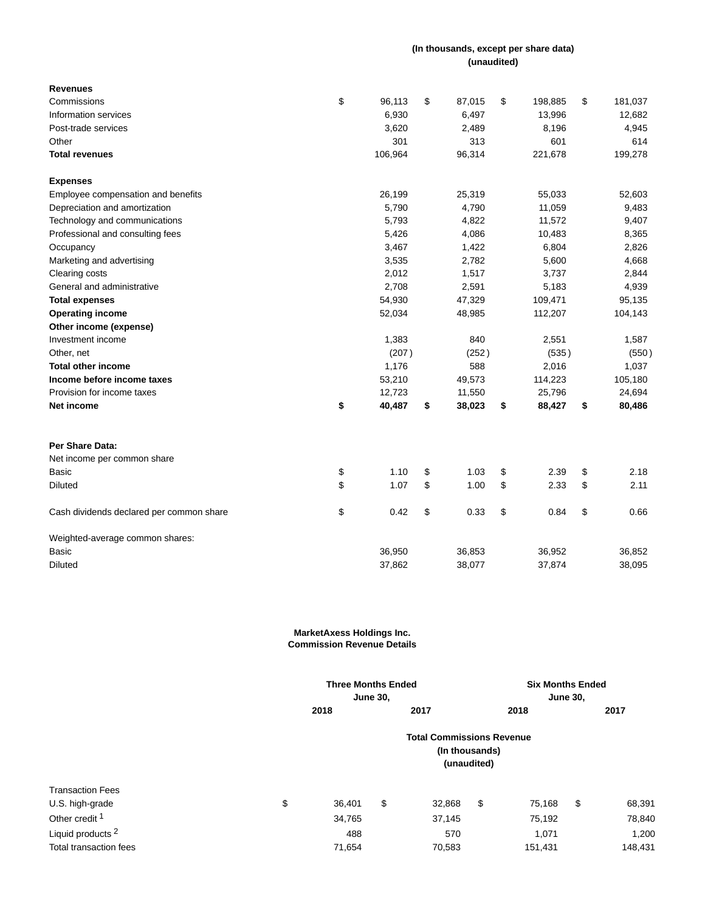| | (In thousands, except per share data) (unaudited) | | | |
|---|---|---|---|---|
| **Revenues** | | | | |
| Commissions | $ 96,113 | $ 87,015 | $ 198,885 | $ 181,037 |
| Information services | 6,930 | 6,497 | 13,996 | 12,682 |
| Post-trade services | 3,620 | 2,489 | 8,196 | 4,945 |
| Other | 301 | 313 | 601 | 614 |
| **Total revenues** | 106,964 | 96,314 | 221,678 | 199,278 |
| | | | | |
| **Expenses** | | | | |
| Employee compensation and benefits | 26,199 | 25,319 | 55,033 | 52,603 |
| Depreciation and amortization | 5,790 | 4,790 | 11,059 | 9,483 |
| Technology and communications | 5,793 | 4,822 | 11,572 | 9,407 |
| Professional and consulting fees | 5,426 | 4,086 | 10,483 | 8,365 |
| Occupancy | 3,467 | 1,422 | 6,804 | 2,826 |
| Marketing and advertising | 3,535 | 2,782 | 5,600 | 4,668 |
| Clearing costs | 2,012 | 1,517 | 3,737 | 2,844 |
| General and administrative | 2,708 | 2,591 | 5,183 | 4,939 |
| **Total expenses** | 54,930 | 47,329 | 109,471 | 95,135 |
| **Operating income** | 52,034 | 48,985 | 112,207 | 104,143 |
| **Other income (expense)** | | | | |
| Investment income | 1,383 | 840 | 2,551 | 1,587 |
| Other, net | (207) | (252) | (535) | (550) |
| **Total other income** | 1,176 | 588 | 2,016 | 1,037 |
| **Income before income taxes** | 53,210 | 49,573 | 114,223 | 105,180 |
| Provision for income taxes | 12,723 | 11,550 | 25,796 | 24,694 |
| **Net income** | **$ 40,487** | **$ 38,023** | **$ 88,427** | **$ 80,486** |
| | | | | |
| **Per Share Data:** | | | | |
| Net income per common share | | | | |
| Basic | $ 1.10 | $ 1.03 | $ 2.39 | $ 2.18 |
| Diluted | $ 1.07 | $ 1.00 | $ 2.33 | $ 2.11 |
| | | | | |
| Cash dividends declared per common share | $ 0.42 | $ 0.33 | $ 0.84 | $ 0.66 |
| | | | | |
| Weighted-average common shares: | | | | |
| Basic | 36,950 | 36,853 | 36,952 | 36,852 |
| Diluted | 37,862 | 38,077 | 37,874 | 38,095 |

**MarketAxess Holdings Inc.**
**Commission Revenue Details**

| | Three Months Ended June 30, | | Six Months Ended June 30, | |
|---|---|---|---|---|
| | 2018 | 2017 | 2018 | 2017 |
| | Total Commissions Revenue (In thousands) (unaudited) | | | |
| Transaction Fees | | | | |
| U.S. high-grade | $ 36,401 | $ 32,868 | $ 75,168 | $ 68,391 |
| Other credit [1] | 34,765 | 37,145 | 75,192 | 78,840 |
| Liquid products [2] | 488 | 570 | 1,071 | 1,200 |
| Total transaction fees | 71,654 | 70,583 | 151,431 | 148,431 |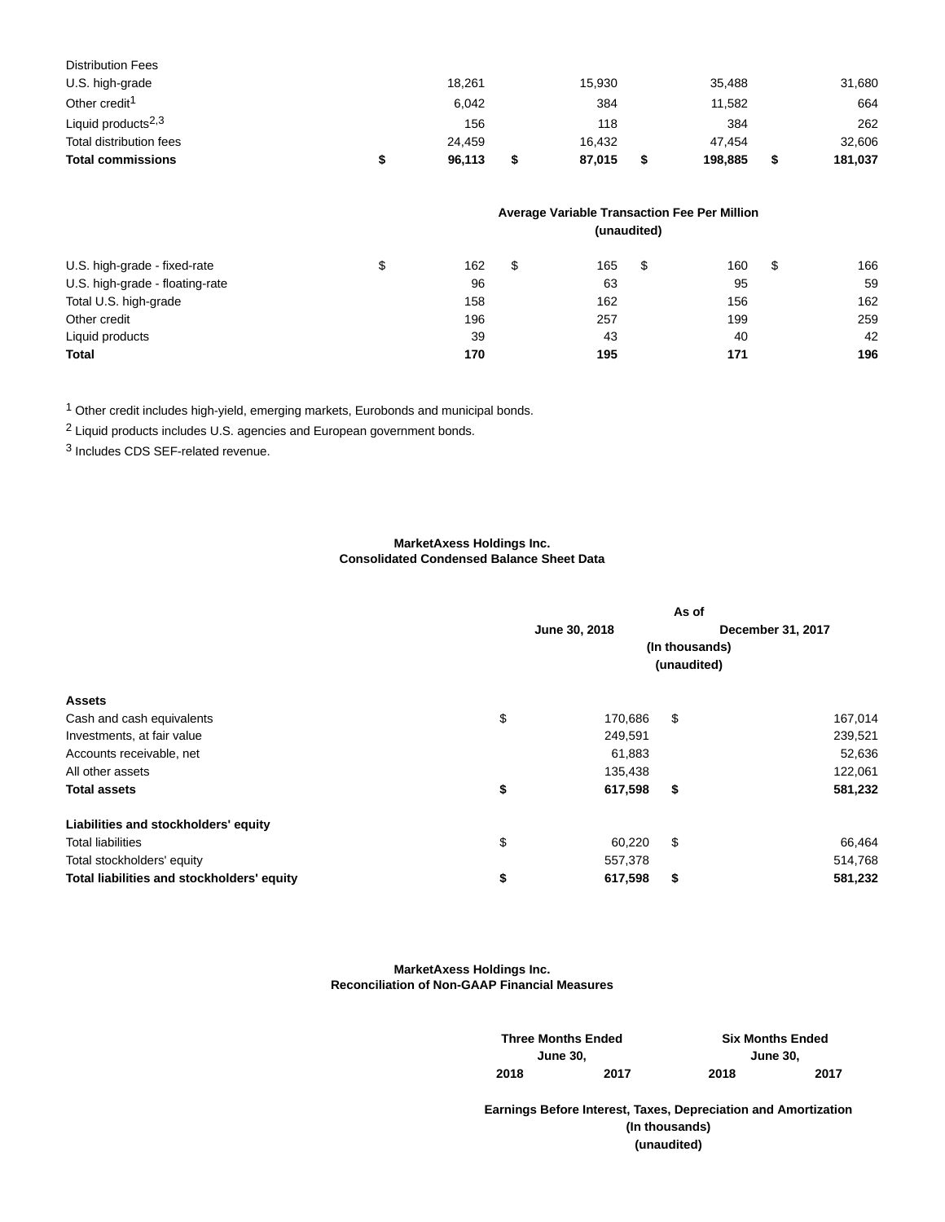| | | | | |
|---|---|---|---|---|
| Distribution Fees | | | | |
| U.S. high-grade | 18,261 | 15,930 | 35,488 | 31,680 |
| Other credit[1] | 6,042 | 384 | 11,582 | 664 |
| Liquid products[2,3] | 156 | 118 | 384 | 262 |
| Total distribution fees | 24,459 | 16,432 | 47,454 | 32,606 |
| **Total commissions** | **$ 96,113** | **$ 87,015** | **$ 198,885** | **$ 181,037** |

| | Average Variable Transaction Fee Per Million (unaudited) | | | |
|---|---|---|---|---|
| U.S. high-grade - fixed-rate | $ 162 | $ 165 | $ 160 | $ 166 |
| U.S. high-grade - floating-rate | 96 | 63 | 95 | 59 |
| Total U.S. high-grade | 158 | 162 | 156 | 162 |
| Other credit | 196 | 257 | 199 | 259 |
| Liquid products | 39 | 43 | 40 | 42 |
| **Total** | **170** | **195** | **171** | **196** |

[1] Other credit includes high-yield, emerging markets, Eurobonds and municipal bonds.

[2] Liquid products includes U.S. agencies and European government bonds.

[3] Includes CDS SEF-related revenue.

**MarketAxess Holdings Inc.**
**Consolidated Condensed Balance Sheet Data**

| | As of | |
|---|---|---|
| | June 30, 2018 | December 31, 2017 |
| | (In thousands) (unaudited) | |
| **Assets** | | |
| Cash and cash equivalents | $ 170,686 | $ 167,014 |
| Investments, at fair value | 249,591 | 239,521 |
| Accounts receivable, net | 61,883 | 52,636 |
| All other assets | 135,438 | 122,061 |
| **Total assets** | **$ 617,598** | **$ 581,232** |
| **Liabilities and stockholders' equity** | | |
| Total liabilities | $ 60,220 | $ 66,464 |
| Total stockholders' equity | 557,378 | 514,768 |
| **Total liabilities and stockholders' equity** | **$ 617,598** | **$ 581,232** |

**MarketAxess Holdings Inc.**
**Reconciliation of Non-GAAP Financial Measures**

| | Three Months Ended June 30, | | Six Months Ended June 30, | |
|---|---|---|---|---|
| | 2018 | 2017 | 2018 | 2017 |
| | Earnings Before Interest, Taxes, Depreciation and Amortization (In thousands) (unaudited) | | | |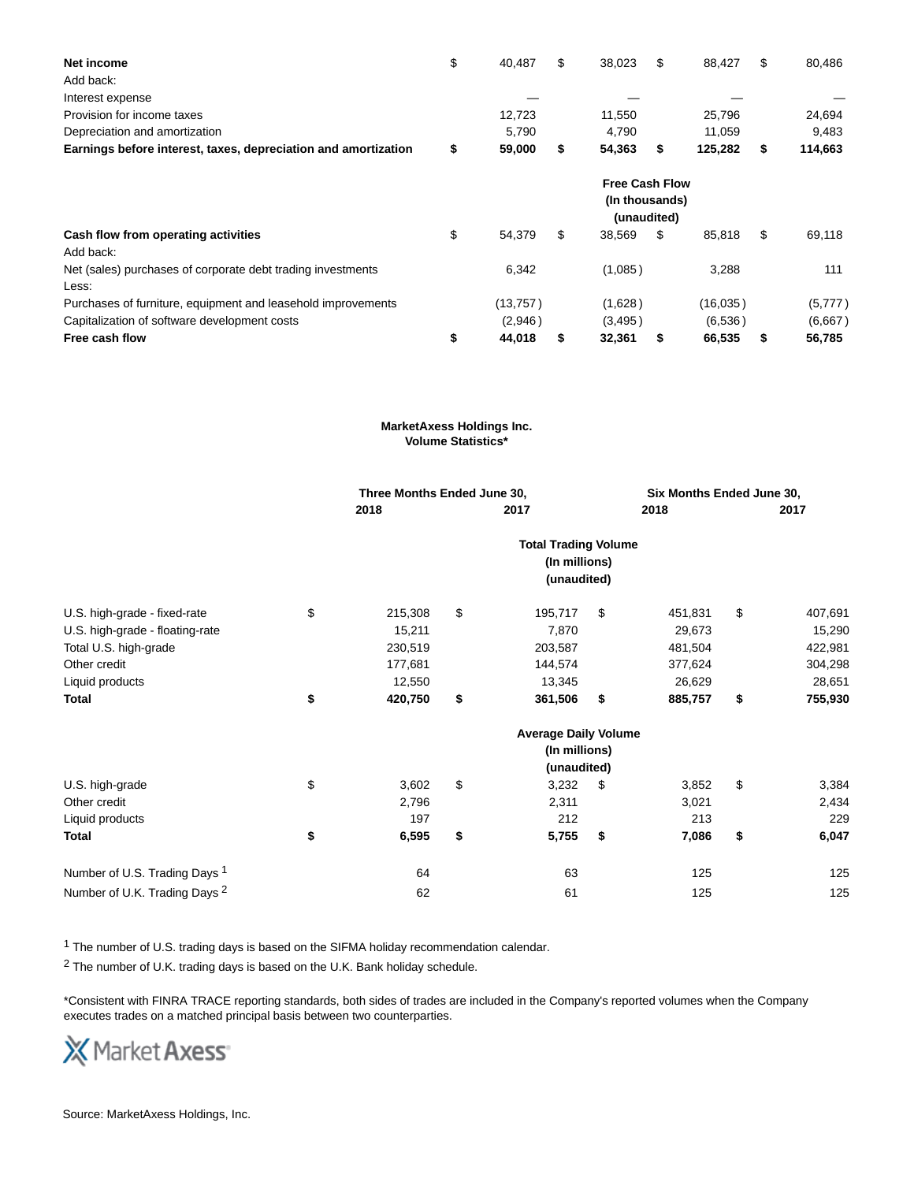| | | | | |
|---|---|---|---|---|
| **Net income** | $ 40,487 | $ 38,023 | $ 88,427 | $ 80,486 |
| Add back: | | | | |
| Interest expense | — | — | — | — |
| Provision for income taxes | 12,723 | 11,550 | 25,796 | 24,694 |
| Depreciation and amortization | 5,790 | 4,790 | 11,059 | 9,483 |
| **Earnings before interest, taxes, depreciation and amortization** | **$ 59,000** | **$ 54,363** | **$ 125,282** | **$ 114,663** |

| | | | | |
|---|---|---|---|---|
| | | **Free Cash Flow (In thousands) (unaudited)** | | |
| **Cash flow from operating activities** | $ 54,379 | $ 38,569 | $ 85,818 | $ 69,118 |
| Add back: | | | | |
| Net (sales) purchases of corporate debt trading investments | 6,342 | (1,085) | 3,288 | 111 |
| Less: | | | | |
| Purchases of furniture, equipment and leasehold improvements | (13,757) | (1,628) | (16,035) | (5,777) |
| Capitalization of software development costs | (2,946) | (3,495) | (6,536) | (6,667) |
| **Free cash flow** | **$ 44,018** | **$ 32,361** | **$ 66,535** | **$ 56,785** |

**MarketAxess Holdings Inc.**
**Volume Statistics***

| | Three Months Ended June 30, | | Six Months Ended June 30, | |
|---|---|---|---|---|
| | 2018 | 2017 | 2018 | 2017 |
| | | **Total Trading Volume (In millions) (unaudited)** | | |
| U.S. high-grade - fixed-rate | $ 215,308 | $ 195,717 | $ 451,831 | $ 407,691 |
| U.S. high-grade - floating-rate | 15,211 | 7,870 | 29,673 | 15,290 |
| Total U.S. high-grade | 230,519 | 203,587 | 481,504 | 422,981 |
| Other credit | 177,681 | 144,574 | 377,624 | 304,298 |
| Liquid products | 12,550 | 13,345 | 26,629 | 28,651 |
| **Total** | **$ 420,750** | **$ 361,506** | **$ 885,757** | **$ 755,930** |
| | | **Average Daily Volume (In millions) (unaudited)** | | |
| U.S. high-grade | $ 3,602 | $ 3,232 | $ 3,852 | $ 3,384 |
| Other credit | 2,796 | 2,311 | 3,021 | 2,434 |
| Liquid products | 197 | 212 | 213 | 229 |
| **Total** | **$ 6,595** | **$ 5,755** | **$ 7,086** | **$ 6,047** |
| Number of U.S. Trading Days [1] | 64 | 63 | 125 | 125 |
| Number of U.K. Trading Days [2] | 62 | 61 | 125 | 125 |

[1] The number of U.S. trading days is based on the SIFMA holiday recommendation calendar.

[2] The number of U.K. trading days is based on the U.K. Bank holiday schedule.

*Consistent with FINRA TRACE reporting standards, both sides of trades are included in the Company's reported volumes when the Company executes trades on a matched principal basis between two counterparties.

MarketAxess

Source: MarketAxess Holdings, Inc.